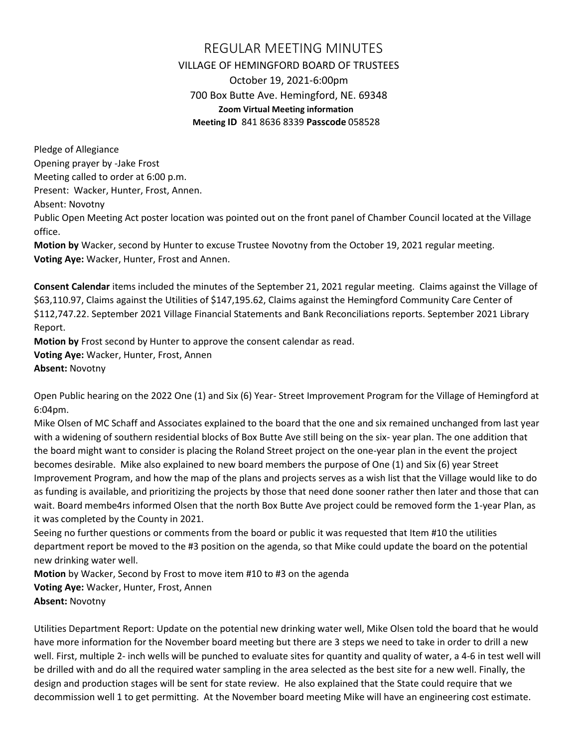# REGULAR MEETING MINUTES

VILLAGE OF HEMINGFORD BOARD OF TRUSTEES

October 19, 2021-6:00pm

700 Box Butte Ave. Hemingford, NE. 69348

**Zoom Virtual Meeting information**

**Meeting ID** 841 8636 8339 **Passcode** 058528

Pledge of Allegiance

Opening prayer by -Jake Frost

Meeting called to order at 6:00 p.m.

Present: Wacker, Hunter, Frost, Annen.

Absent: Novotny

Public Open Meeting Act poster location was pointed out on the front panel of Chamber Council located at the Village office.

**Motion by** Wacker, second by Hunter to excuse Trustee Novotny from the October 19, 2021 regular meeting.

**Voting Aye:** Wacker, Hunter, Frost and Annen.

**Consent Calendar** items included the minutes of the September 21, 2021 regular meeting. Claims against the Village of $63,110.97, Claims against the Utilities of $147,195.62, Claims against the Hemingford Community Care Center of $112,747.22. September 2021 Village Financial Statements and Bank Reconciliations reports. September 2021 Library Report.

**Motion by** Frost second by Hunter to approve the consent calendar as read.

**Voting Aye:** Wacker, Hunter, Frost, Annen

**Absent:** Novotny

Open Public hearing on the 2022 One (1) and Six (6) Year- Street Improvement Program for the Village of Hemingford at 6:04pm.

Mike Olsen of MC Schaff and Associates explained to the board that the one and six remained unchanged from last year with a widening of southern residential blocks of Box Butte Ave still being on the six- year plan. The one addition that the board might want to consider is placing the Roland Street project on the one-year plan in the event the project becomes desirable. Mike also explained to new board members the purpose of One (1) and Six (6) year Street Improvement Program, and how the map of the plans and projects serves as a wish list that the Village would like to do as funding is available, and prioritizing the projects by those that need done sooner rather then later and those that can wait. Board membe4rs informed Olsen that the north Box Butte Ave project could be removed form the 1-year Plan, as it was completed by the County in 2021.

Seeing no further questions or comments from the board or public it was requested that Item #10 the utilities department report be moved to the #3 position on the agenda, so that Mike could update the board on the potential new drinking water well.

**Motion** by Wacker, Second by Frost to move item #10 to #3 on the agenda

**Voting Aye:** Wacker, Hunter, Frost, Annen

**Absent:** Novotny

Utilities Department Report: Update on the potential new drinking water well, Mike Olsen told the board that he would have more information for the November board meeting but there are 3 steps we need to take in order to drill a new well. First, multiple 2- inch wells will be punched to evaluate sites for quantity and quality of water, a 4-6 in test well will be drilled with and do all the required water sampling in the area selected as the best site for a new well. Finally, the design and production stages will be sent for state review. He also explained that the State could require that we decommission well 1 to get permitting. At the November board meeting Mike will have an engineering cost estimate.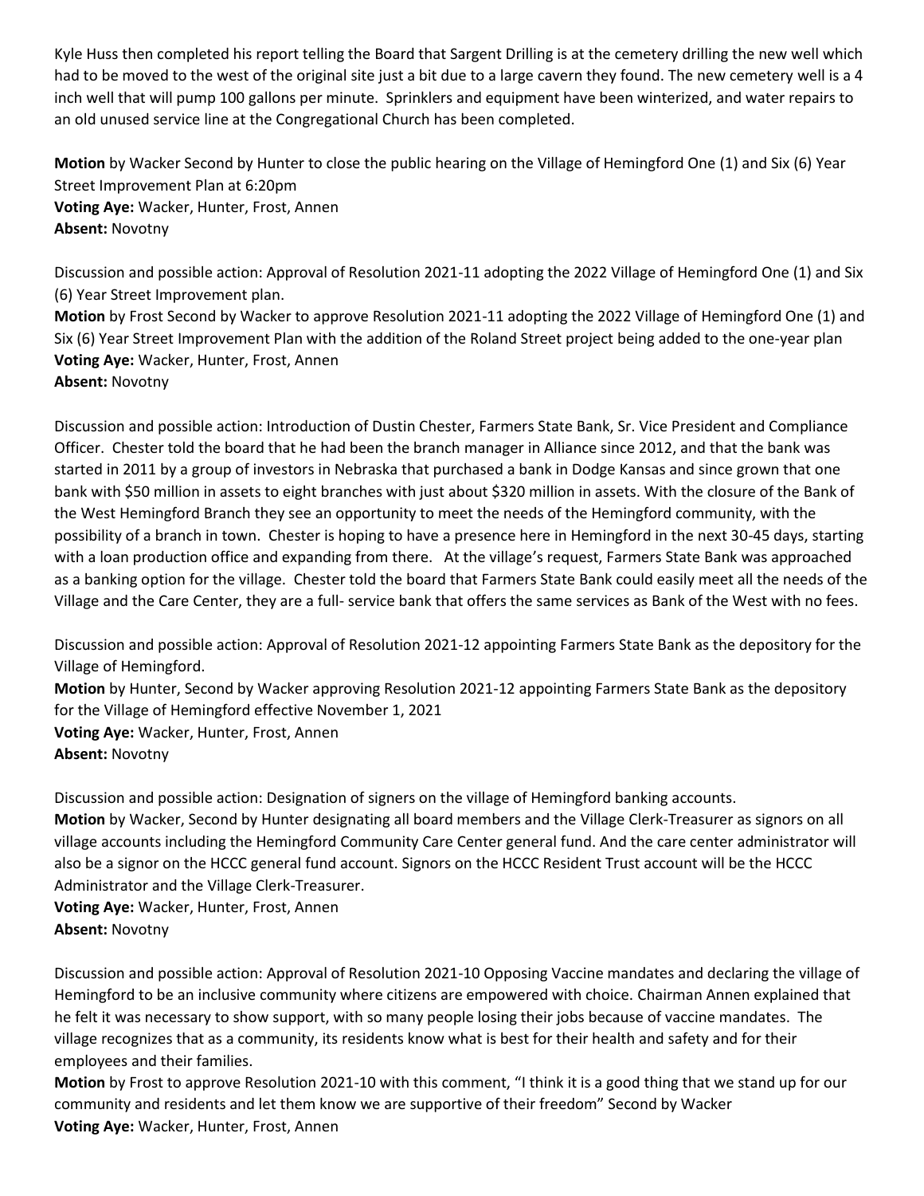Kyle Huss then completed his report telling the Board that Sargent Drilling is at the cemetery drilling the new well which had to be moved to the west of the original site just a bit due to a large cavern they found. The new cemetery well is a 4 inch well that will pump 100 gallons per minute. Sprinklers and equipment have been winterized, and water repairs to an old unused service line at the Congregational Church has been completed.

**Motion** by Wacker Second by Hunter to close the public hearing on the Village of Hemingford One (1) and Six (6) Year Street Improvement Plan at 6:20pm
**Voting Aye:** Wacker, Hunter, Frost, Annen
**Absent:** Novotny

Discussion and possible action: Approval of Resolution 2021-11 adopting the 2022 Village of Hemingford One (1) and Six (6) Year Street Improvement plan.
**Motion** by Frost Second by Wacker to approve Resolution 2021-11 adopting the 2022 Village of Hemingford One (1) and Six (6) Year Street Improvement Plan with the addition of the Roland Street project being added to the one-year plan
**Voting Aye:** Wacker, Hunter, Frost, Annen
**Absent:** Novotny

Discussion and possible action: Introduction of Dustin Chester, Farmers State Bank, Sr. Vice President and Compliance Officer. Chester told the board that he had been the branch manager in Alliance since 2012, and that the bank was started in 2011 by a group of investors in Nebraska that purchased a bank in Dodge Kansas and since grown that one bank with $50 million in assets to eight branches with just about $320 million in assets. With the closure of the Bank of the West Hemingford Branch they see an opportunity to meet the needs of the Hemingford community, with the possibility of a branch in town. Chester is hoping to have a presence here in Hemingford in the next 30-45 days, starting with a loan production office and expanding from there. At the village's request, Farmers State Bank was approached as a banking option for the village. Chester told the board that Farmers State Bank could easily meet all the needs of the Village and the Care Center, they are a full- service bank that offers the same services as Bank of the West with no fees.

Discussion and possible action: Approval of Resolution 2021-12 appointing Farmers State Bank as the depository for the Village of Hemingford.
**Motion** by Hunter, Second by Wacker approving Resolution 2021-12 appointing Farmers State Bank as the depository for the Village of Hemingford effective November 1, 2021
**Voting Aye:** Wacker, Hunter, Frost, Annen
**Absent:** Novotny

Discussion and possible action: Designation of signers on the village of Hemingford banking accounts.
**Motion** by Wacker, Second by Hunter designating all board members and the Village Clerk-Treasurer as signors on all village accounts including the Hemingford Community Care Center general fund. And the care center administrator will also be a signor on the HCCC general fund account. Signors on the HCCC Resident Trust account will be the HCCC Administrator and the Village Clerk-Treasurer.
**Voting Aye:** Wacker, Hunter, Frost, Annen
**Absent:** Novotny

Discussion and possible action: Approval of Resolution 2021-10 Opposing Vaccine mandates and declaring the village of Hemingford to be an inclusive community where citizens are empowered with choice. Chairman Annen explained that he felt it was necessary to show support, with so many people losing their jobs because of vaccine mandates. The village recognizes that as a community, its residents know what is best for their health and safety and for their employees and their families.
**Motion** by Frost to approve Resolution 2021-10 with this comment, "I think it is a good thing that we stand up for our community and residents and let them know we are supportive of their freedom" Second by Wacker
**Voting Aye:** Wacker, Hunter, Frost, Annen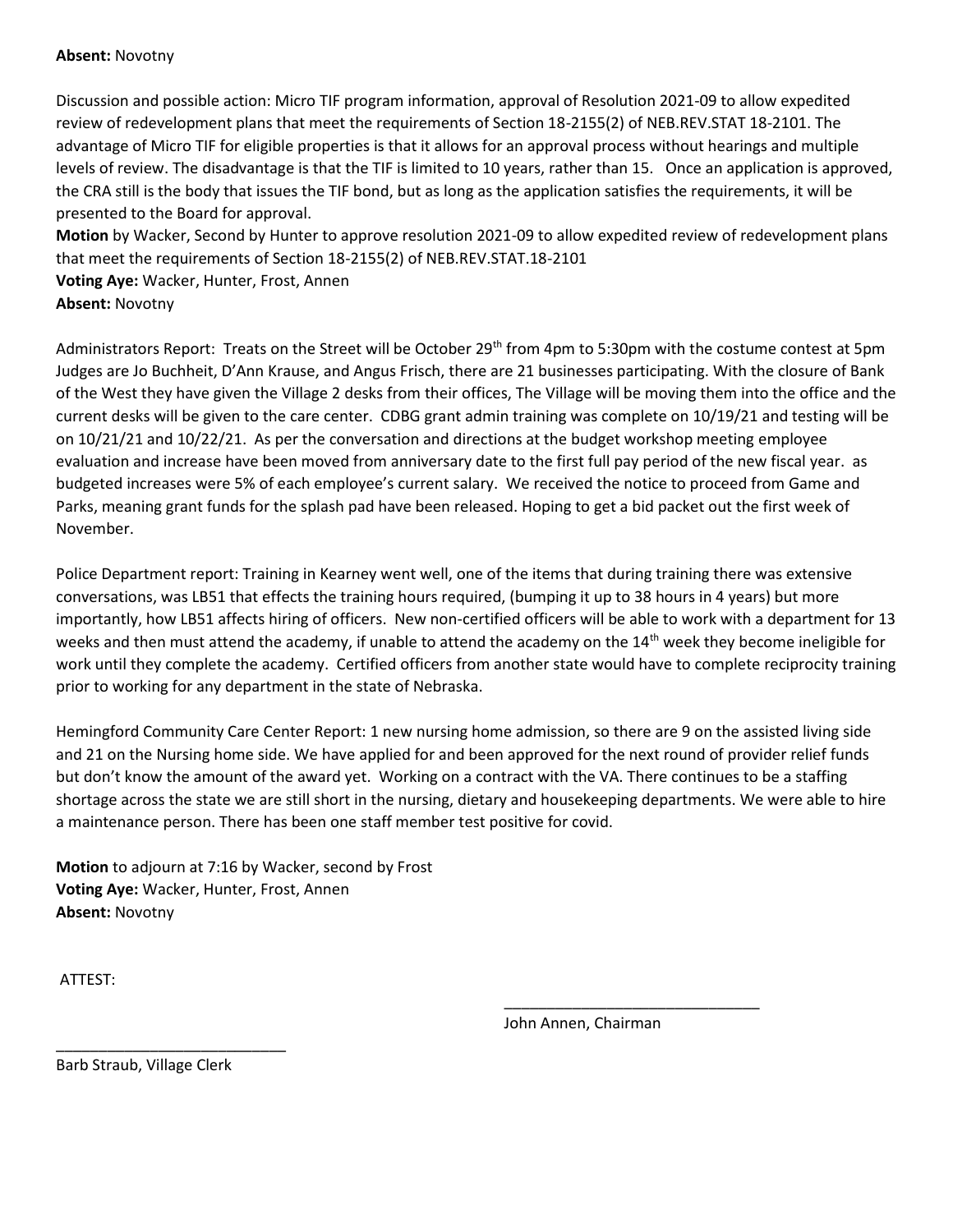**Absent:** Novotny

Discussion and possible action: Micro TIF program information, approval of Resolution 2021-09 to allow expedited review of redevelopment plans that meet the requirements of Section 18-2155(2) of NEB.REV.STAT 18-2101. The advantage of Micro TIF for eligible properties is that it allows for an approval process without hearings and multiple levels of review. The disadvantage is that the TIF is limited to 10 years, rather than 15. Once an application is approved, the CRA still is the body that issues the TIF bond, but as long as the application satisfies the requirements, it will be presented to the Board for approval.

**Motion** by Wacker, Second by Hunter to approve resolution 2021-09 to allow expedited review of redevelopment plans that meet the requirements of Section 18-2155(2) of NEB.REV.STAT.18-2101

**Voting Aye:** Wacker, Hunter, Frost, Annen

**Absent:** Novotny

Administrators Report: Treats on the Street will be October 29th from 4pm to 5:30pm with the costume contest at 5pm Judges are Jo Buchheit, D'Ann Krause, and Angus Frisch, there are 21 businesses participating. With the closure of Bank of the West they have given the Village 2 desks from their offices, The Village will be moving them into the office and the current desks will be given to the care center. CDBG grant admin training was complete on 10/19/21 and testing will be on 10/21/21 and 10/22/21. As per the conversation and directions at the budget workshop meeting employee evaluation and increase have been moved from anniversary date to the first full pay period of the new fiscal year. as budgeted increases were 5% of each employee's current salary. We received the notice to proceed from Game and Parks, meaning grant funds for the splash pad have been released. Hoping to get a bid packet out the first week of November.

Police Department report: Training in Kearney went well, one of the items that during training there was extensive conversations, was LB51 that effects the training hours required, (bumping it up to 38 hours in 4 years) but more importantly, how LB51 affects hiring of officers. New non-certified officers will be able to work with a department for 13 weeks and then must attend the academy, if unable to attend the academy on the 14th week they become ineligible for work until they complete the academy. Certified officers from another state would have to complete reciprocity training prior to working for any department in the state of Nebraska.

Hemingford Community Care Center Report: 1 new nursing home admission, so there are 9 on the assisted living side and 21 on the Nursing home side. We have applied for and been approved for the next round of provider relief funds but don't know the amount of the award yet. Working on a contract with the VA. There continues to be a staffing shortage across the state we are still short in the nursing, dietary and housekeeping departments. We were able to hire a maintenance person. There has been one staff member test positive for covid.

**Motion** to adjourn at 7:16 by Wacker, second by Frost

**Voting Aye:** Wacker, Hunter, Frost, Annen

**Absent:** Novotny

ATTEST:

_______________________________
John Annen, Chairman

_______________________________
Barb Straub, Village Clerk